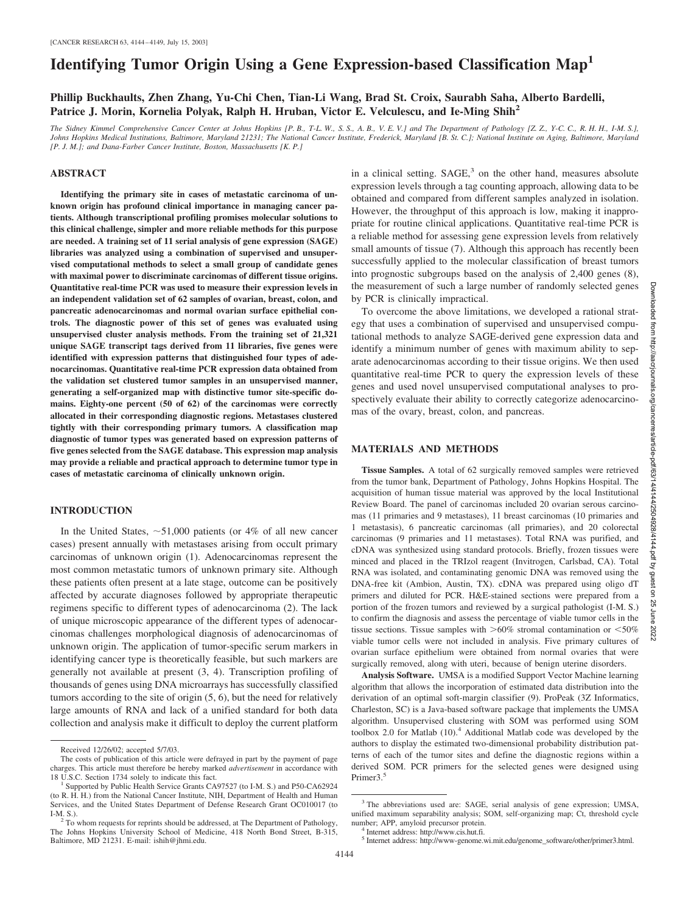# Identifying Tumor Origin Using a Gene Expression-based Classification Map[1]

**Phillip Buckhaults, Zhen Zhang, Yu-Chi Chen, Tian-Li Wang, Brad St. Croix, Saurabh Saha, Alberto Bardelli, Patrice J. Morin, Kornelia Polyak, Ralph H. Hruban, Victor E. Velculescu, and Ie-Ming Shih[2]**

*The Sidney Kimmel Comprehensive Cancer Center at Johns Hopkins [P. B., T-L. W., S. S., A. B., V. E. V.] and The Department of Pathology [Z. Z., Y-C. C., R. H. H., I-M. S.], Johns Hopkins Medical Institutions, Baltimore, Maryland 21231; The National Cancer Institute, Frederick, Maryland [B. St. C.]; National Institute on Aging, Baltimore, Maryland [P. J. M.]; and Dana-Farber Cancer Institute, Boston, Massachusetts [K. P.]*

## ABSTRACT

**Identifying the primary site in cases of metastatic carcinoma of unknown origin has profound clinical importance in managing cancer patients. Although transcriptional profiling promises molecular solutions to this clinical challenge, simpler and more reliable methods for this purpose are needed. A training set of 11 serial analysis of gene expression (SAGE) libraries was analyzed using a combination of supervised and unsupervised computational methods to select a small group of candidate genes with maximal power to discriminate carcinomas of different tissue origins. Quantitative real-time PCR was used to measure their expression levels in an independent validation set of 62 samples of ovarian, breast, colon, and pancreatic adenocarcinomas and normal ovarian surface epithelial controls. The diagnostic power of this set of genes was evaluated using unsupervised cluster analysis methods. From the training set of 21,321 unique SAGE transcript tags derived from 11 libraries, five genes were identified with expression patterns that distinguished four types of adenocarcinomas. Quantitative real-time PCR expression data obtained from the validation set clustered tumor samples in an unsupervised manner, generating a self-organized map with distinctive tumor site-specific domains. Eighty-one percent (50 of 62) of the carcinomas were correctly allocated in their corresponding diagnostic regions. Metastases clustered tightly with their corresponding primary tumors. A classification map diagnostic of tumor types was generated based on expression patterns of five genes selected from the SAGE database. This expression map analysis may provide a reliable and practical approach to determine tumor type in cases of metastatic carcinoma of clinically unknown origin.**

## INTRODUCTION

In the United States, ~51,000 patients (or 4% of all new cancer cases) present annually with metastases arising from occult primary carcinomas of unknown origin (1). Adenocarcinomas represent the most common metastatic tumors of unknown primary site. Although these patients often present at a late stage, outcome can be positively affected by accurate diagnoses followed by appropriate therapeutic regimens specific to different types of adenocarcinoma (2). The lack of unique microscopic appearance of the different types of adenocarcinomas challenges morphological diagnosis of adenocarcinomas of unknown origin. The application of tumor-specific serum markers in identifying cancer type is theoretically feasible, but such markers are generally not available at present (3, 4). Transcription profiling of thousands of genes using DNA microarrays has successfully classified tumors according to the site of origin (5, 6), but the need for relatively large amounts of RNA and lack of a unified standard for both data collection and analysis make it difficult to deploy the current platform in a clinical setting. SAGE,[3] on the other hand, measures absolute expression levels through a tag counting approach, allowing data to be obtained and compared from different samples analyzed in isolation. However, the throughput of this approach is low, making it inappropriate for routine clinical applications. Quantitative real-time PCR is a reliable method for assessing gene expression levels from relatively small amounts of tissue (7). Although this approach has recently been successfully applied to the molecular classification of breast tumors into prognostic subgroups based on the analysis of 2,400 genes (8), the measurement of such a large number of randomly selected genes by PCR is clinically impractical.

To overcome the above limitations, we developed a rational strategy that uses a combination of supervised and unsupervised computational methods to analyze SAGE-derived gene expression data and identify a minimum number of genes with maximum ability to separate adenocarcinomas according to their tissue origins. We then used quantitative real-time PCR to query the expression levels of these genes and used novel unsupervised computational analyses to prospectively evaluate their ability to correctly categorize adenocarcinomas of the ovary, breast, colon, and pancreas.

## MATERIALS AND METHODS

**Tissue Samples.** A total of 62 surgically removed samples were retrieved from the tumor bank, Department of Pathology, Johns Hopkins Hospital. The acquisition of human tissue material was approved by the local Institutional Review Board. The panel of carcinomas included 20 ovarian serous carcinomas (11 primaries and 9 metastases), 11 breast carcinomas (10 primaries and 1 metastasis), 6 pancreatic carcinomas (all primaries), and 20 colorectal carcinomas (9 primaries and 11 metastases). Total RNA was purified, and cDNA was synthesized using standard protocols. Briefly, frozen tissues were minced and placed in the TRIzol reagent (Invitrogen, Carlsbad, CA). Total RNA was isolated, and contaminating genomic DNA was removed using the DNA-free kit (Ambion, Austin, TX). cDNA was prepared using oligo dT primers and diluted for PCR. H&E-stained sections were prepared from a portion of the frozen tumors and reviewed by a surgical pathologist (I-M. S.) to confirm the diagnosis and assess the percentage of viable tumor cells in the tissue sections. Tissue samples with >60% stromal contamination or <50% viable tumor cells were not included in analysis. Five primary cultures of ovarian surface epithelium were obtained from normal ovaries that were surgically removed, along with uteri, because of benign uterine disorders.

**Analysis Software.** UMSA is a modified Support Vector Machine learning algorithm that allows the incorporation of estimated data distribution into the derivation of an optimal soft-margin classifier (9). ProPeak (3Z Informatics, Charleston, SC) is a Java-based software package that implements the UMSA algorithm. Unsupervised clustering with SOM was performed using SOM toolbox 2.0 for Matlab (10).[4] Additional Matlab code was developed by the authors to display the estimated two-dimensional probability distribution patterns of each of the tumor sites and define the diagnostic regions within a derived SOM. PCR primers for the selected genes were designed using Primer3.[5]

---

Received 12/26/02; accepted 5/7/03.

The costs of publication of this article were defrayed in part by the payment of page charges. This article must therefore be hereby marked *advertisement* in accordance with 18 U.S.C. Section 1734 solely to indicate this fact.

[1] Supported by Public Health Service Grants CA97527 (to I-M. S.) and P50-CA62924 (to R. H. H.) from the National Cancer Institute, NIH, Department of Health and Human Services, and the United States Department of Defense Research Grant OC010017 (to I-M. S.).

[2] To whom requests for reprints should be addressed, at The Department of Pathology, The Johns Hopkins University School of Medicine, 418 North Bond Street, B-315, Baltimore, MD 21231. E-mail: ishih@jhmi.edu.

[3] The abbreviations used are: SAGE, serial analysis of gene expression; UMSA, unified maximum separability analysis; SOM, self-organizing map; Ct, threshold cycle number; APP, amyloid precursor protein.

[4] Internet address: http://www.cis.hut.fi.

[5] Internet address: http://www-genome.wi.mit.edu/genome_software/other/primer3.html.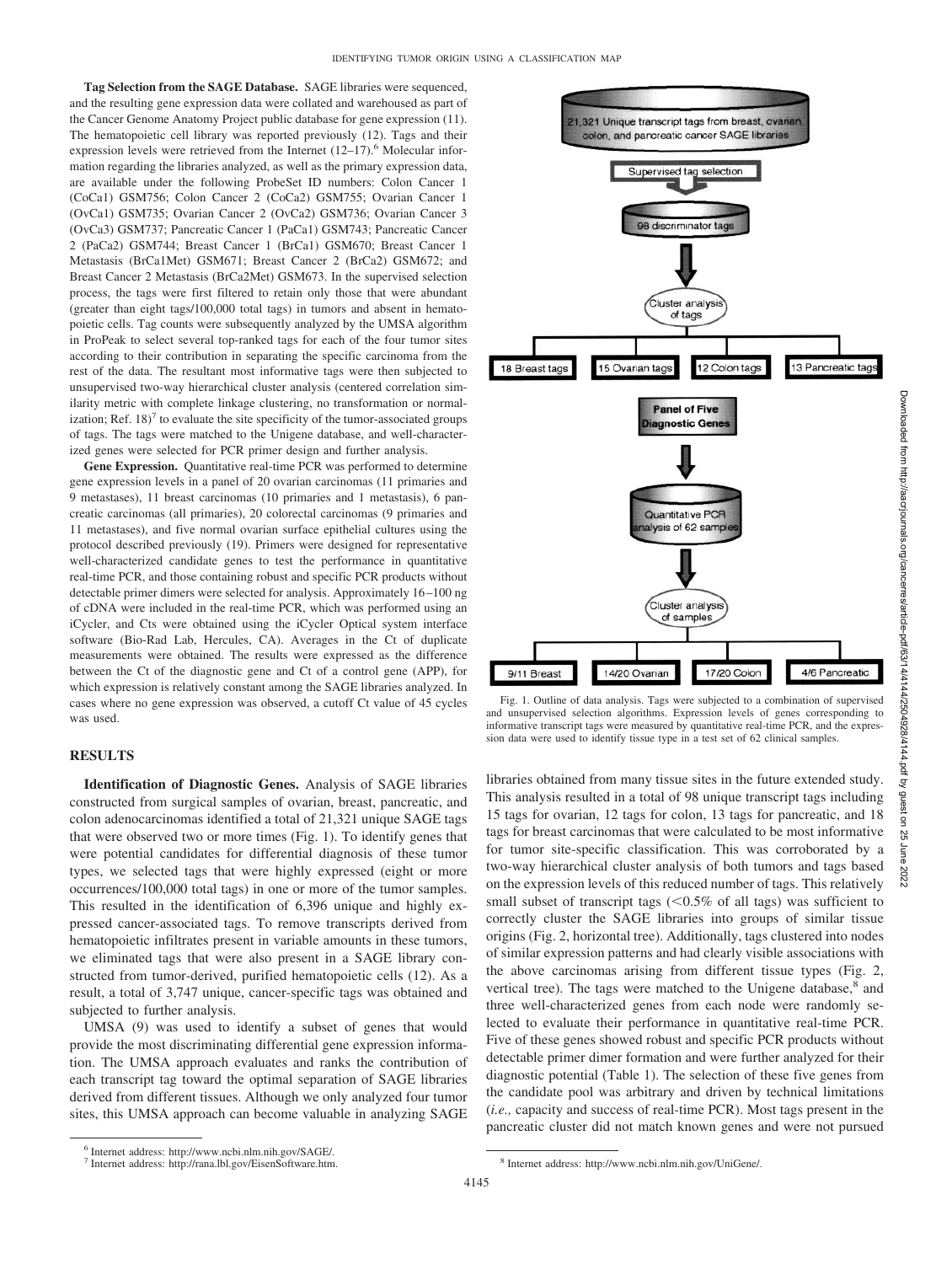**Tag Selection from the SAGE Database.** SAGE libraries were sequenced, and the resulting gene expression data were collated and warehoused as part of the Cancer Genome Anatomy Project public database for gene expression (11). The hematopoietic cell library was reported previously (12). Tags and their expression levels were retrieved from the Internet (12–17).[6] Molecular information regarding the libraries analyzed, as well as the primary expression data, are available under the following ProbeSet ID numbers: Colon Cancer 1 (CoCa1) GSM756; Colon Cancer 2 (CoCa2) GSM755; Ovarian Cancer 1 (OvCa1) GSM735; Ovarian Cancer 2 (OvCa2) GSM736; Ovarian Cancer 3 (OvCa3) GSM737; Pancreatic Cancer 1 (PaCa1) GSM743; Pancreatic Cancer 2 (PaCa2) GSM744; Breast Cancer 1 (BrCa1) GSM670; Breast Cancer 1 Metastasis (BrCa1Met) GSM671; Breast Cancer 2 (BrCa2) GSM672; and Breast Cancer 2 Metastasis (BrCa2Met) GSM673. In the supervised selection process, the tags were first filtered to retain only those that were abundant (greater than eight tags/100,000 total tags) in tumors and absent in hematopoietic cells. Tag counts were subsequently analyzed by the UMSA algorithm in ProPeak to select several top-ranked tags for each of the four tumor sites according to their contribution in separating the specific carcinoma from the rest of the data. The resultant most informative tags were then subjected to unsupervised two-way hierarchical cluster analysis (centered correlation similarity metric with complete linkage clustering, no transformation or normalization; Ref. 18)[7] to evaluate the site specificity of the tumor-associated groups of tags. The tags were matched to the Unigene database, and well-characterized genes were selected for PCR primer design and further analysis.

**Gene Expression.** Quantitative real-time PCR was performed to determine gene expression levels in a panel of 20 ovarian carcinomas (11 primaries and 9 metastases), 11 breast carcinomas (10 primaries and 1 metastasis), 6 pancreatic carcinomas (all primaries), 20 colorectal carcinomas (9 primaries and 11 metastases), and five normal ovarian surface epithelial cultures using the protocol described previously (19). Primers were designed for representative well-characterized candidate genes to test the performance in quantitative real-time PCR, and those containing robust and specific PCR products without detectable primer dimers were selected for analysis. Approximately 16–100 ng of cDNA were included in the real-time PCR, which was performed using an iCycler, and Cts were obtained using the iCycler Optical system interface software (Bio-Rad Lab, Hercules, CA). Averages in the Ct of duplicate measurements were obtained. The results were expressed as the difference between the Ct of the diagnostic gene and Ct of a control gene (APP), for which expression is relatively constant among the SAGE libraries analyzed. In cases where no gene expression was observed, a cutoff Ct value of 45 cycles was used.

## RESULTS

**Identification of Diagnostic Genes.** Analysis of SAGE libraries constructed from surgical samples of ovarian, breast, pancreatic, and colon adenocarcinomas identified a total of 21,321 unique SAGE tags that were observed two or more times (Fig. 1). To identify genes that were potential candidates for differential diagnosis of these tumor types, we selected tags that were highly expressed (eight or more occurrences/100,000 total tags) in one or more of the tumor samples. This resulted in the identification of 6,396 unique and highly expressed cancer-associated tags. To remove transcripts derived from hematopoietic infiltrates present in variable amounts in these tumors, we eliminated tags that were also present in a SAGE library constructed from tumor-derived, purified hematopoietic cells (12). As a result, a total of 3,747 unique, cancer-specific tags was obtained and subjected to further analysis.

UMSA (9) was used to identify a subset of genes that would provide the most discriminating differential gene expression information. The UMSA approach evaluates and ranks the contribution of each transcript tag toward the optimal separation of SAGE libraries derived from different tissues. Although we only analyzed four tumor sites, this UMSA approach can become valuable in analyzing SAGE libraries obtained from many tissue sites in the future extended study. This analysis resulted in a total of 98 unique transcript tags including 15 tags for ovarian, 12 tags for colon, 13 tags for pancreatic, and 18 tags for breast carcinomas that were calculated to be most informative for tumor site-specific classification. This was corroborated by a two-way hierarchical cluster analysis of both tumors and tags based on the expression levels of this reduced number of tags. This relatively small subset of transcript tags (<0.5% of all tags) was sufficient to correctly cluster the SAGE libraries into groups of similar tissue origins (Fig. 2, horizontal tree). Additionally, tags clustered into nodes of similar expression patterns and had clearly visible associations with the above carcinomas arising from different tissue types (Fig. 2, vertical tree). The tags were matched to the Unigene database,[8] and three well-characterized genes from each node were randomly selected to evaluate their performance in quantitative real-time PCR. Five of these genes showed robust and specific PCR products without detectable primer dimer formation and were further analyzed for their diagnostic potential (Table 1). The selection of these five genes from the candidate pool was arbitrary and driven by technical limitations (*i.e.,* capacity and success of real-time PCR). Most tags present in the pancreatic cluster did not match known genes and were not pursued

Fig. 1. Outline of data analysis. Tags were subjected to a combination of supervised and unsupervised selection algorithms. Expression levels of genes corresponding to informative transcript tags were measured by quantitative real-time PCR, and the expression data were used to identify tissue type in a test set of 62 clinical samples.

[6] Internet address: http://www.ncbi.nlm.nih.gov/SAGE/.

[7] Internet address: http://rana.lbl.gov/EisenSoftware.htm.

[8] Internet address: http://www.ncbi.nlm.nih.gov/UniGene/.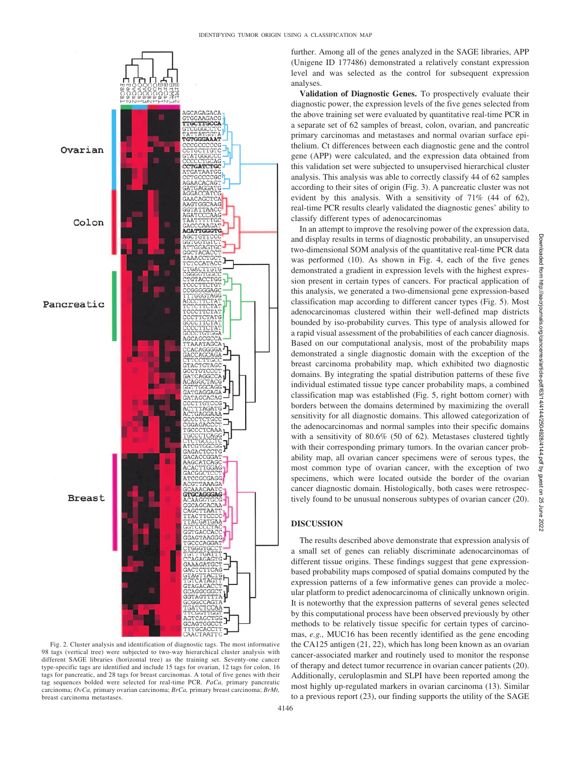further. Among all of the genes analyzed in the SAGE libraries, APP (Unigene ID 177486) demonstrated a relatively constant expression level and was selected as the control for subsequent expression analyses.

**Validation of Diagnostic Genes.** To prospectively evaluate their diagnostic power, the expression levels of the five genes selected from the above training set were evaluated by quantitative real-time PCR in a separate set of 62 samples of breast, colon, ovarian, and pancreatic primary carcinomas and metastases and normal ovarian surface epithelium. Ct differences between each diagnostic gene and the control gene (APP) were calculated, and the expression data obtained from this validation set were subjected to unsupervised hierarchical cluster analysis. This analysis was able to correctly classify 44 of 62 samples according to their sites of origin (Fig. 3). A pancreatic cluster was not evident by this analysis. With a sensitivity of 71% (44 of 62), real-time PCR results clearly validated the diagnostic genes' ability to classify different types of adenocarcinomas

In an attempt to improve the resolving power of the expression data, and display results in terms of diagnostic probability, an unsupervised two-dimensional SOM analysis of the quantitative real-time PCR data was performed (10). As shown in Fig. 4, each of the five genes demonstrated a gradient in expression levels with the highest expression present in certain types of cancers. For practical application of this analysis, we generated a two-dimensional gene expression-based classification map according to different cancer types (Fig. 5). Most adenocarcinomas clustered within their well-defined map districts bounded by iso-probability curves. This type of analysis allowed for a rapid visual assessment of the probabilities of each cancer diagnosis. Based on our computational analysis, most of the probability maps demonstrated a single diagnostic domain with the exception of the breast carcinoma probability map, which exhibited two diagnostic domains. By integrating the spatial distribution patterns of these five individual estimated tissue type cancer probability maps, a combined classification map was established (Fig. 5, right bottom corner) with borders between the domains determined by maximizing the overall sensitivity for all diagnostic domains. This allowed categorization of the adenocarcinomas and normal samples into their specific domains with a sensitivity of 80.6% (50 of 62). Metastases clustered tightly with their corresponding primary tumors. In the ovarian cancer probability map, all ovarian cancer specimens were of serous types, the most common type of ovarian cancer, with the exception of two specimens, which were located outside the border of the ovarian cancer diagnostic domain. Histologically, both cases were retrospectively found to be unusual nonserous subtypes of ovarian cancer (20).

Fig. 2. Cluster analysis and identification of diagnostic tags. The most informative 98 tags (vertical tree) were subjected to two-way hierarchical cluster analysis with different SAGE libraries (horizontal tree) as the training set. Seventy-one cancer type-specific tags are identified and include 15 tags for ovarian, 12 tags for colon, 16 tags for pancreatic, and 28 tags for breast carcinomas. A total of five genes with their tag sequences bolded were selected for real-time PCR. *PaCa,* primary pancreatic carcinoma; *OvCa,* primary ovarian carcinoma; *BrCa,* primary breast carcinoma; *BrMt,* breast carcinoma metastases.

## DISCUSSION

The results described above demonstrate that expression analysis of a small set of genes can reliably discriminate adenocarcinomas of different tissue origins. These findings suggest that gene expression-based probability maps composed of spatial domains computed by the expression patterns of a few informative genes can provide a molecular platform to predict adenocarcinoma of clinically unknown origin. It is noteworthy that the expression patterns of several genes selected by this computational process have been observed previously by other methods to be relatively tissue specific for certain types of carcinomas, *e.g.,* MUC16 has been recently identified as the gene encoding the CA125 antigen (21, 22), which has long been known as an ovarian cancer-associated marker and routinely used to monitor the response of therapy and detect tumor recurrence in ovarian cancer patients (20). Additionally, ceruloplasmin and SLPI have been reported among the most highly up-regulated markers in ovarian carcinoma (13). Similar to a previous report (23), our finding supports the utility of the SAGE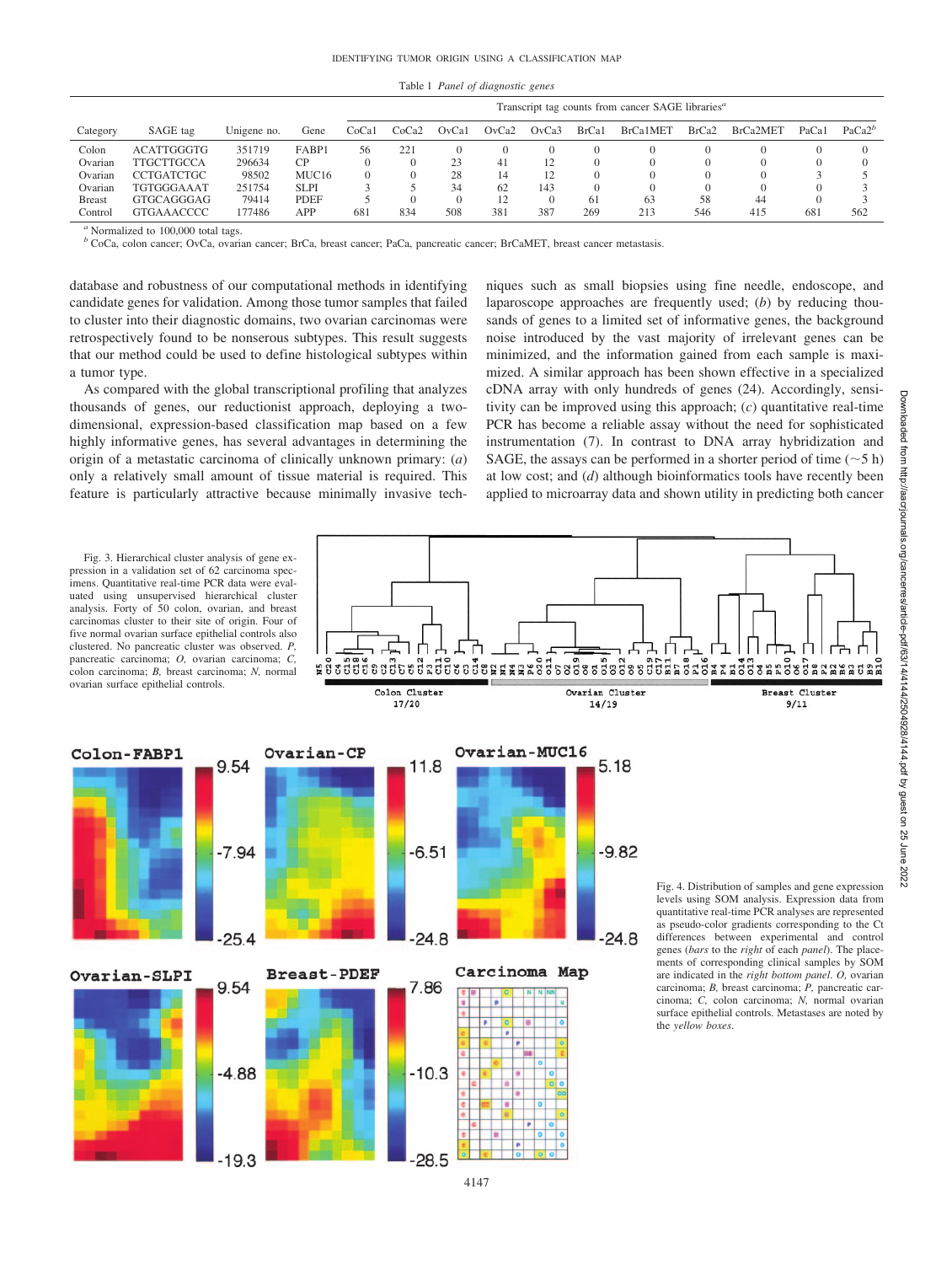Table 1 *Panel of diagnostic genes*

| Category | SAGE tag | Unigene no. | Gene | Transcript tag counts from cancer SAGE libraries[a] | | | | | | | | | | |
|---|---|---|---|---|---|---|---|---|---|---|---|---|---|---|
| | | | | CoCa1 | CoCa2 | OvCa1 | OvCa2 | OvCa3 | BrCa1 | BrCa1MET | BrCa2 | BrCa2MET | PaCa1 | PaCa2[b] |
| Colon | ACATTGGGTG | 351719 | FABP1 | 56 | 221 | 0 | 0 | 0 | 0 | 0 | 0 | 0 | 0 | 0 |
| Ovarian | TTGCTTGCCA | 296634 | CP | 0 | 0 | 23 | 41 | 12 | 0 | 0 | 0 | 0 | 0 | 0 |
| Ovarian | CCTGATCTGC | 98502 | MUC16 | 0 | 0 | 28 | 14 | 12 | 0 | 0 | 0 | 0 | 3 | 5 |
| Ovarian | TGTGGGAAAT | 251754 | SLPI | 3 | 5 | 34 | 62 | 143 | 0 | 0 | 0 | 0 | 0 | 3 |
| Breast | GTGCAGGGAG | 79414 | PDEF | 5 | 0 | 0 | 12 | 0 | 61 | 63 | 58 | 44 | 0 | 3 |
| Control | GTGAAACCCC | 177486 | APP | 681 | 834 | 508 | 381 | 387 | 269 | 213 | 546 | 415 | 681 | 562 |

[a] Normalized to 100,000 total tags.
[b] CoCa, colon cancer; OvCa, ovarian cancer; BrCa, breast cancer; PaCa, pancreatic cancer; BrCaMET, breast cancer metastasis.

database and robustness of our computational methods in identifying candidate genes for validation. Among those tumor samples that failed to cluster into their diagnostic domains, two ovarian carcinomas were retrospectively found to be nonserous subtypes. This result suggests that our method could be used to define histological subtypes within a tumor type.

As compared with the global transcriptional profiling that analyzes thousands of genes, our reductionist approach, deploying a two-dimensional, expression-based classification map based on a few highly informative genes, has several advantages in determining the origin of a metastatic carcinoma of clinically unknown primary: (*a*) only a relatively small amount of tissue material is required. This feature is particularly attractive because minimally invasive techniques such as small biopsies using fine needle, endoscope, and laparoscope approaches are frequently used; (*b*) by reducing thousands of genes to a limited set of informative genes, the background noise introduced by the vast majority of irrelevant genes can be minimized, and the information gained from each sample is maximized. A similar approach has been shown effective in a specialized cDNA array with only hundreds of genes (24). Accordingly, sensitivity can be improved using this approach; (*c*) quantitative real-time PCR has become a reliable assay without the need for sophisticated instrumentation (7). In contrast to DNA array hybridization and SAGE, the assays can be performed in a shorter period of time (~5 h) at low cost; and (*d*) although bioinformatics tools have recently been applied to microarray data and shown utility in predicting both cancer

Fig. 3. Hierarchical cluster analysis of gene expression in a validation set of 62 carcinoma specimens. Quantitative real-time PCR data were evaluated using unsupervised hierarchical cluster analysis. Forty of 50 colon, ovarian, and breast carcinomas cluster to their site of origin. Four of five normal ovarian surface epithelial controls also clustered. No pancreatic cluster was observed. *P*, pancreatic carcinoma; *O*, ovarian carcinoma; *C*, colon carcinoma; *B*, breast carcinoma; *N*, normal ovarian surface epithelial controls.

Fig. 4. Distribution of samples and gene expression levels using SOM analysis. Expression data from quantitative real-time PCR analyses are represented as pseudo-color gradients corresponding to the Ct differences between experimental and control genes (*bars* to the *right* of each *panel*). The placements of corresponding clinical samples by SOM are indicated in the *right bottom panel*. *O*, ovarian carcinoma; *B*, breast carcinoma; *P*, pancreatic carcinoma; *C*, colon carcinoma; *N*, normal ovarian surface epithelial controls. Metastases are noted by the *yellow boxes*.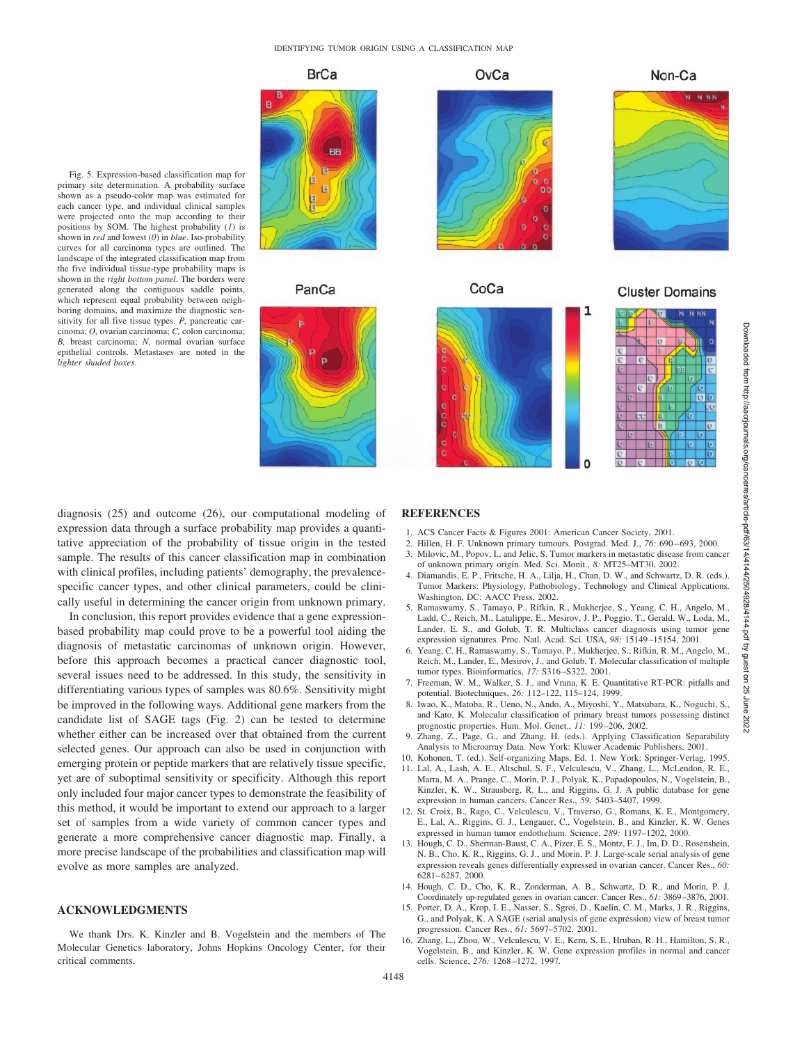Fig. 5. Expression-based classification map for primary site determination. A probability surface shown as a pseudo-color map was estimated for each cancer type, and individual clinical samples were projected onto the map according to their positions by SOM. The highest probability (*1*) is shown in *red* and lowest (*0*) in *blue*. Iso-probability curves for all carcinoma types are outlined. The landscape of the integrated classification map from the five individual tissue-type probability maps is shown in the *right bottom panel*. The borders were generated along the contiguous saddle points, which represent equal probability between neighboring domains, and maximize the diagnostic sensitivity for all five tissue types. *P,* pancreatic carcinoma; *O,* ovarian carcinoma; *C,* colon carcinoma; *B,* breast carcinoma; *N,* normal ovarian surface epithelial controls. Metastases are noted in the *lighter shaded boxes*.

diagnosis (25) and outcome (26), our computational modeling of expression data through a surface probability map provides a quantitative appreciation of the probability of tissue origin in the tested sample. The results of this cancer classification map in combination with clinical profiles, including patients' demography, the prevalence-specific cancer types, and other clinical parameters, could be clinically useful in determining the cancer origin from unknown primary.

In conclusion, this report provides evidence that a gene expression-based probability map could prove to be a powerful tool aiding the diagnosis of metastatic carcinomas of unknown origin. However, before this approach becomes a practical cancer diagnostic tool, several issues need to be addressed. In this study, the sensitivity in differentiating various types of samples was 80.6%. Sensitivity might be improved in the following ways. Additional gene markers from the candidate list of SAGE tags (Fig. 2) can be tested to determine whether either can be increased over that obtained from the current selected genes. Our approach can also be used in conjunction with emerging protein or peptide markers that are relatively tissue specific, yet are of suboptimal sensitivity or specificity. Although this report only included four major cancer types to demonstrate the feasibility of this method, it would be important to extend our approach to a larger set of samples from a wide variety of common cancer types and generate a more comprehensive cancer diagnostic map. Finally, a more precise landscape of the probabilities and classification map will evolve as more samples are analyzed.

## ACKNOWLEDGMENTS

We thank Drs. K. Kinzler and B. Vogelstein and the members of The Molecular Genetics laboratory, Johns Hopkins Oncology Center, for their critical comments.

## REFERENCES

1. ACS Cancer Facts & Figures 2001: American Cancer Society, 2001.
2. Hillen, H. F. Unknown primary tumours. Postgrad. Med. J., *76:* 690–693, 2000.
3. Milovic, M., Popov, I., and Jelic, S. Tumor markers in metastatic disease from cancer of unknown primary origin. Med. Sci. Monit., *8:* MT25–MT30, 2002.
4. Diamandis, E. P., Fritsche, H. A., Lilja, H., Chan, D. W., and Schwartz, D. R. (eds.). Tumor Markers: Physiology, Pathobiology, Technology and Clinical Applications. Washington, DC: AACC Press, 2002.
5. Ramaswamy, S., Tamayo, P., Rifkin, R., Mukherjee, S., Yeang, C. H., Angelo, M., Ladd, C., Reich, M., Latulippe, E., Mesirov, J. P., Poggio, T., Gerald, W., Loda, M., Lander, E. S., and Golub, T. R. Multiclass cancer diagnosis using tumor gene expression signatures. Proc. Natl. Acad. Sci. USA, *98:* 15149–15154, 2001.
6. Yeang, C. H., Ramaswamy, S., Tamayo, P., Mukherjee, S., Rifkin, R. M., Angelo, M., Reich, M., Lander, E., Mesirov, J., and Golub, T. Molecular classification of multiple tumor types. Bioinformatics, *17:* S316–S322, 2001.
7. Freeman, W. M., Walker, S. J., and Vrana, K. E. Quantitative RT-PCR: pitfalls and potential. Biotechniques, *26:* 112–122, 115–124, 1999.
8. Iwao, K., Matoba, R., Ueno, N., Ando, A., Miyoshi, Y., Matsubara, K., Noguchi, S., and Kato, K. Molecular classification of primary breast tumors possessing distinct prognostic properties. Hum. Mol. Genet., *11:* 199–206, 2002.
9. Zhang, Z., Page, G., and Zhang, H. (eds.). Applying Classification Separability Analysis to Microarray Data. New York: Kluwer Academic Publishers, 2001.
10. Kohonen, T. (ed.). Self-organizing Maps, Ed. 1. New York: Springer-Verlag, 1995.
11. Lal, A., Lash, A. E., Altschul, S. F., Velculescu, V., Zhang, L., McLendon, R. E., Marra, M. A., Prange, C., Morin, P. J., Polyak, K., Papadopoulos, N., Vogelstein, B., Kinzler, K. W., Strausberg, R. L., and Riggins, G. J. A public database for gene expression in human cancers. Cancer Res., *59:* 5403–5407, 1999.
12. St. Croix, B., Rago, C., Velculescu, V., Traverso, G., Romans, K. E., Montgomery, E., Lal, A., Riggins, G. J., Lengauer, C., Vogelstein, B., and Kinzler, K. W. Genes expressed in human tumor endothelium. Science, *289:* 1197–1202, 2000.
13. Hough, C. D., Sherman-Baust, C. A., Pizer, E. S., Montz, F. J., Im, D. D., Rosenshein, N. B., Cho, K. R., Riggins, G. J., and Morin, P. J. Large-scale serial analysis of gene expression reveals genes differentially expressed in ovarian cancer. Cancer Res., *60:* 6281–6287, 2000.
14. Hough, C. D., Cho, K. R., Zonderman, A. B., Schwartz, D. R., and Morin, P. J. Coordinately up-regulated genes in ovarian cancer. Cancer Res., *61:* 3869–3876, 2001.
15. Porter, D. A., Krop, I. E., Nasser, S., Sgroi, D., Kaelin, C. M., Marks, J. R., Riggins, G., and Polyak, K. A SAGE (serial analysis of gene expression) view of breast tumor progression. Cancer Res., *61:* 5697–5702, 2001.
16. Zhang, L., Zhou, W., Velculescu, V. E., Kern, S. E., Hruban, R. H., Hamilton, S. R., Vogelstein, B., and Kinzler, K. W. Gene expression profiles in normal and cancer cells. Science, *276:* 1268–1272, 1997.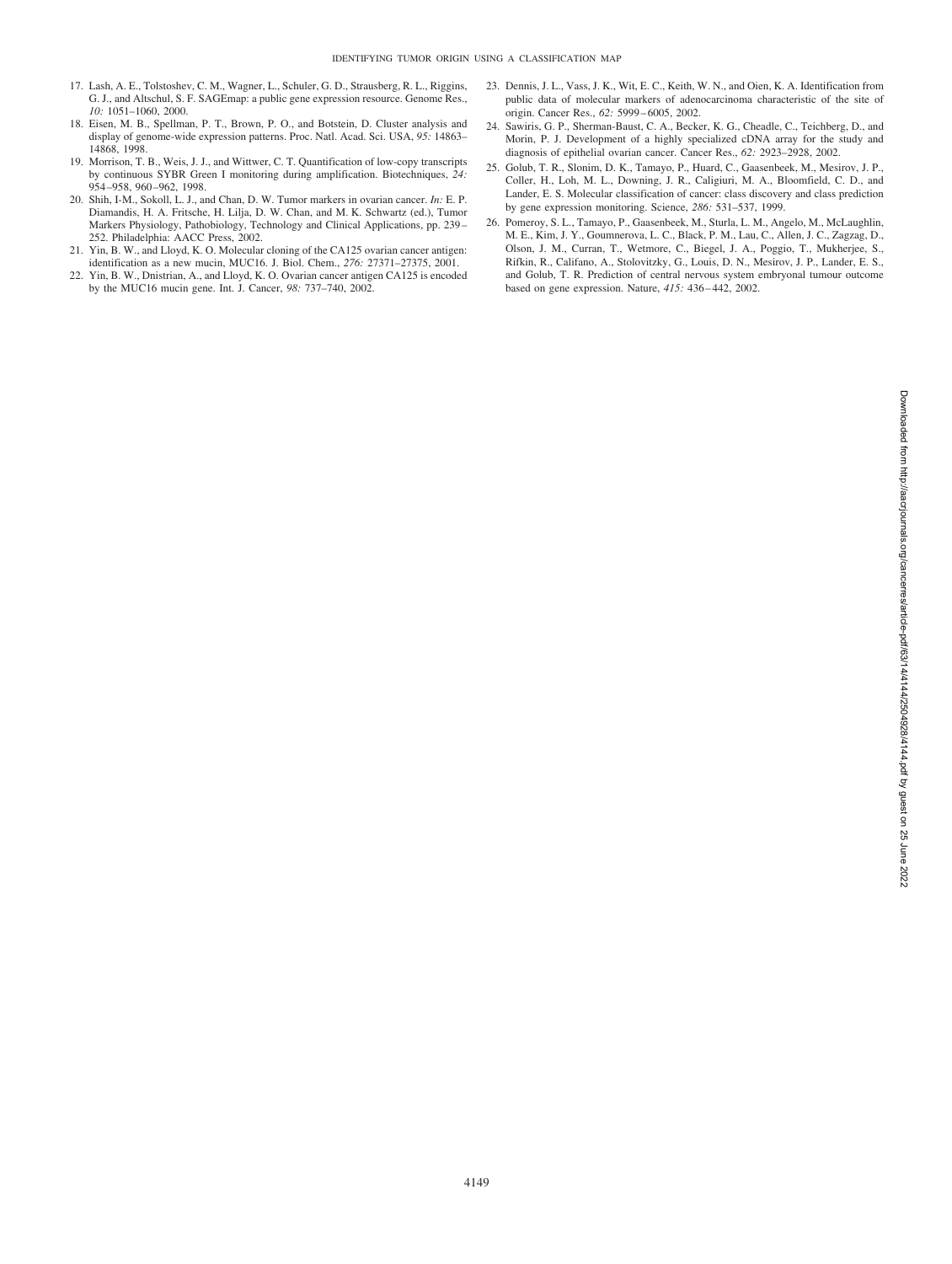17. Lash, A. E., Tolstoshev, C. M., Wagner, L., Schuler, G. D., Strausberg, R. L., Riggins, G. J., and Altschul, S. F. SAGEmap: a public gene expression resource. Genome Res., *10:* 1051–1060, 2000.
18. Eisen, M. B., Spellman, P. T., Brown, P. O., and Botstein, D. Cluster analysis and display of genome-wide expression patterns. Proc. Natl. Acad. Sci. USA, *95:* 14863–14868, 1998.
19. Morrison, T. B., Weis, J. J., and Wittwer, C. T. Quantification of low-copy transcripts by continuous SYBR Green I monitoring during amplification. Biotechniques, *24:* 954–958, 960–962, 1998.
20. Shih, I-M., Sokoll, L. J., and Chan, D. W. Tumor markers in ovarian cancer. *In:* E. P. Diamandis, H. A. Fritsche, H. Lilja, D. W. Chan, and M. K. Schwartz (ed.), Tumor Markers Physiology, Pathobiology, Technology and Clinical Applications, pp. 239–252. Philadelphia: AACC Press, 2002.
21. Yin, B. W., and Lloyd, K. O. Molecular cloning of the CA125 ovarian cancer antigen: identification as a new mucin, MUC16. J. Biol. Chem., *276:* 27371–27375, 2001.
22. Yin, B. W., Dnistrian, A., and Lloyd, K. O. Ovarian cancer antigen CA125 is encoded by the MUC16 mucin gene. Int. J. Cancer, *98:* 737–740, 2002.
23. Dennis, J. L., Vass, J. K., Wit, E. C., Keith, W. N., and Oien, K. A. Identification from public data of molecular markers of adenocarcinoma characteristic of the site of origin. Cancer Res., *62:* 5999–6005, 2002.
24. Sawiris, G. P., Sherman-Baust, C. A., Becker, K. G., Cheadle, C., Teichberg, D., and Morin, P. J. Development of a highly specialized cDNA array for the study and diagnosis of epithelial ovarian cancer. Cancer Res., *62:* 2923–2928, 2002.
25. Golub, T. R., Slonim, D. K., Tamayo, P., Huard, C., Gaasenbeek, M., Mesirov, J. P., Coller, H., Loh, M. L., Downing, J. R., Caligiuri, M. A., Bloomfield, C. D., and Lander, E. S. Molecular classification of cancer: class discovery and class prediction by gene expression monitoring. Science, *286:* 531–537, 1999.
26. Pomeroy, S. L., Tamayo, P., Gaasenbeek, M., Sturla, L. M., Angelo, M., McLaughlin, M. E., Kim, J. Y., Goumnerova, L. C., Black, P. M., Lau, C., Allen, J. C., Zagzag, D., Olson, J. M., Curran, T., Wetmore, C., Biegel, J. A., Poggio, T., Mukherjee, S., Rifkin, R., Califano, A., Stolovitzky, G., Louis, D. N., Mesirov, J. P., Lander, E. S., and Golub, T. R. Prediction of central nervous system embryonal tumour outcome based on gene expression. Nature, *415:* 436–442, 2002.